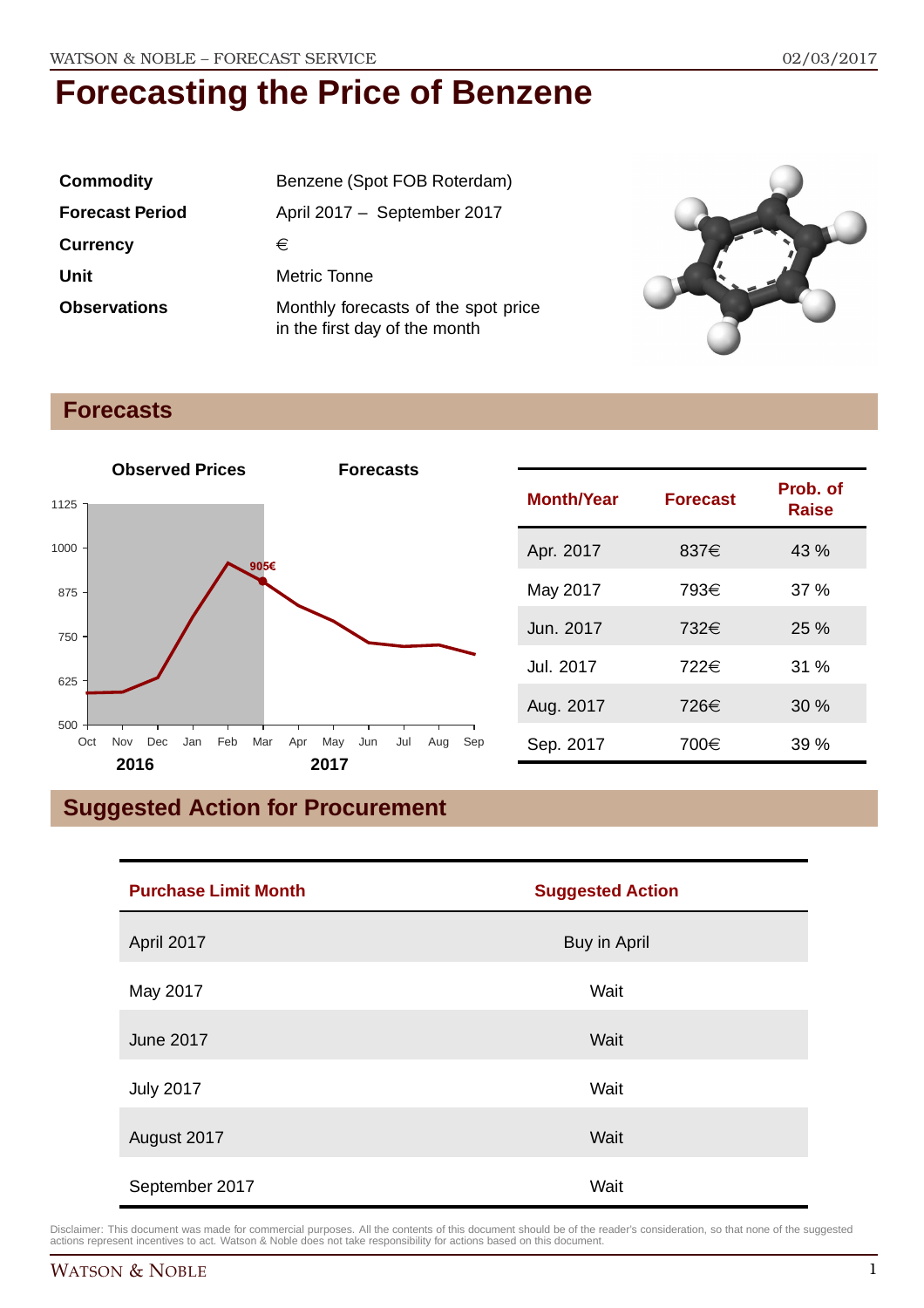# Forecasting the Price of Benzene

| | |
|---|---|
| **Commodity** | Benzene (Spot FOB Roterdam) |
| **Forecast Period** | April 2017 – September 2017 |
| **Currency** | € |
| **Unit** | Metric Tonne |
| **Observations** | Monthly forecasts of the spot price in the first day of the month |

## Forecasts

| Month/Year | Forecast | Prob. of Raise |
|---|---|---|
| Apr. 2017 | 837€ | 43 % |
| May 2017 | 793€ | 37 % |
| Jun. 2017 | 732€ | 25 % |
| Jul. 2017 | 722€ | 31 % |
| Aug. 2017 | 726€ | 30 % |
| Sep. 2017 | 700€ | 39 % |

## Suggested Action for Procurement

| Purchase Limit Month | Suggested Action |
|---|---|
| April 2017 | Buy in April |
| May 2017 | Wait |
| June 2017 | Wait |
| July 2017 | Wait |
| August 2017 | Wait |
| September 2017 | Wait |

Disclaimer: This document was made for commercial purposes. All the contents of this document should be of the reader's consideration, so that none of the suggested actions represent incentives to act. Watson & Noble does not take responsibility for actions based on this document.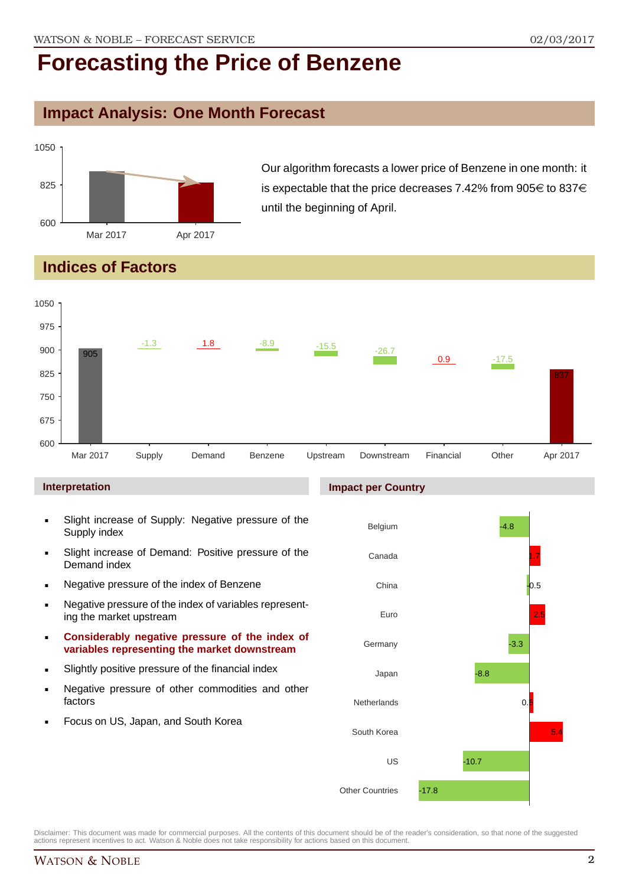# Forecasting the Price of Benzene

## Impact Analysis: One Month Forecast

Our algorithm forecasts a lower price of Benzene in one month: it is expectable that the price decreases 7.42% from 905€ to 837€ until the beginning of April.

## Indices of Factors

| | Mar 2017 | Supply | Demand | Benzene | Upstream | Downstream | Financial | Other | Apr 2017 |
|---|---|---|---|---|---|---|---|---|---|
| Value | 905 | -1.3 | 1.8 | -8.9 | -15.5 | -26.7 | 0.9 | -17.5 | 837 |

### Interpretation

- Slight increase of Supply: Negative pressure of the Supply index
- Slight increase of Demand: Positive pressure of the Demand index
- Negative pressure of the index of Benzene
- Negative pressure of the index of variables representing the market upstream
- **Considerably negative pressure of the index of variables representing the market downstream**
- Slightly positive pressure of the financial index
- Negative pressure of other commodities and other factors
- Focus on US, Japan, and South Korea

### Impact per Country

| Country | Impact |
|---|---|
| Belgium | -4.8 |
| Canada | 1.7 |
| China | -0.5 |
| Euro | 2.5 |
| Germany | -3.3 |
| Japan | -8.8 |
| Netherlands | 0.6 |
| South Korea | 5.4 |
| US | -10.7 |
| Other Countries | -17.8 |

Disclaimer: This document was made for commercial purposes. All the contents of this document should be of the reader's consideration, so that none of the suggested actions represent incentives to act. Watson & Noble does not take responsibility for actions based on this document.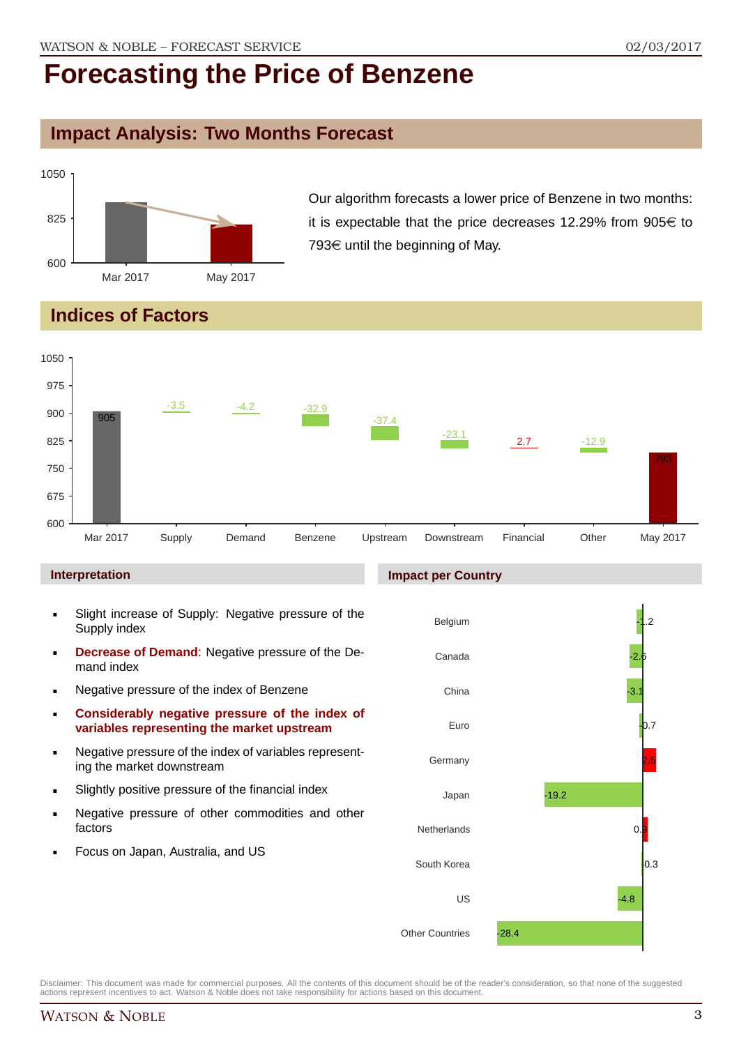# Forecasting the Price of Benzene

## Impact Analysis: Two Months Forecast

Our algorithm forecasts a lower price of Benzene in two months: it is expectable that the price decreases 12.29% from 905€ to 793€ until the beginning of May.

## Indices of Factors

### Interpretation

- Slight increase of Supply: Negative pressure of the Supply index
- **Decrease of Demand**: Negative pressure of the Demand index
- Negative pressure of the index of Benzene
- **Considerably negative pressure of the index of variables representing the market upstream**
- Negative pressure of the index of variables representing the market downstream
- Slightly positive pressure of the financial index
- Negative pressure of other commodities and other factors
- Focus on Japan, Australia, and US

### Impact per Country

Disclaimer: This document was made for commercial purposes. All the contents of this document should be of the reader's consideration, so that none of the suggested actions represent incentives to act. Watson & Noble does not take responsibility for actions based on this document.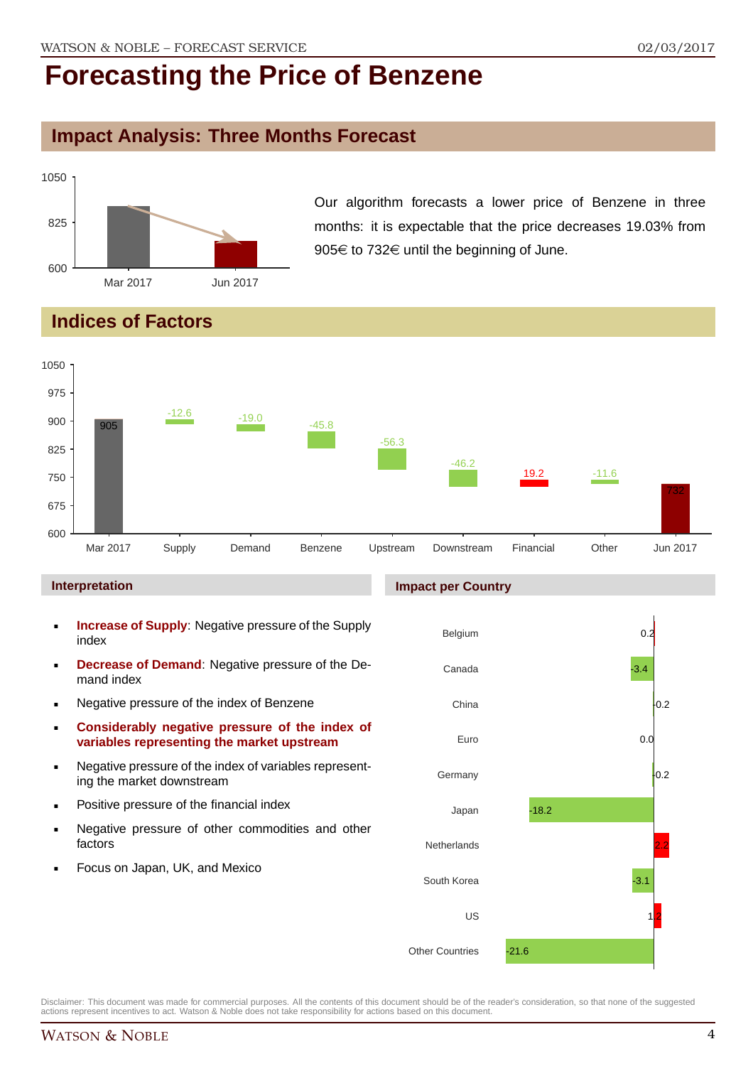# Forecasting the Price of Benzene

## Impact Analysis: Three Months Forecast

Our algorithm forecasts a lower price of Benzene in three months: it is expectable that the price decreases 19.03% from 905€ to 732€ until the beginning of June.

## Indices of Factors

| | Mar 2017 | Supply | Demand | Benzene | Upstream | Downstream | Financial | Other | Jun 2017 |
|---|---|---|---|---|---|---|---|---|---|
| Value | 905 | -12.6 | -19.0 | -45.8 | -56.3 | -46.2 | 19.2 | -11.6 | 732 |

### Interpretation

- **Increase of Supply**: Negative pressure of the Supply index
- **Decrease of Demand**: Negative pressure of the Demand index
- Negative pressure of the index of Benzene
- **Considerably negative pressure of the index of variables representing the market upstream**
- Negative pressure of the index of variables representing the market downstream
- Positive pressure of the financial index
- Negative pressure of other commodities and other factors
- Focus on Japan, UK, and Mexico

### Impact per Country

| Country | Impact |
|---|---|
| Belgium | 0.2 |
| Canada | -3.4 |
| China | 0.2 |
| Euro | 0.0 |
| Germany | 0.2 |
| Japan | -18.2 |
| Netherlands | 2.2 |
| South Korea | -3.1 |
| US | 1.2 |
| Other Countries | -21.6 |

Disclaimer: This document was made for commercial purposes. All the contents of this document should be of the reader's consideration, so that none of the suggested actions represent incentives to act. Watson & Noble does not take responsibility for actions based on this document.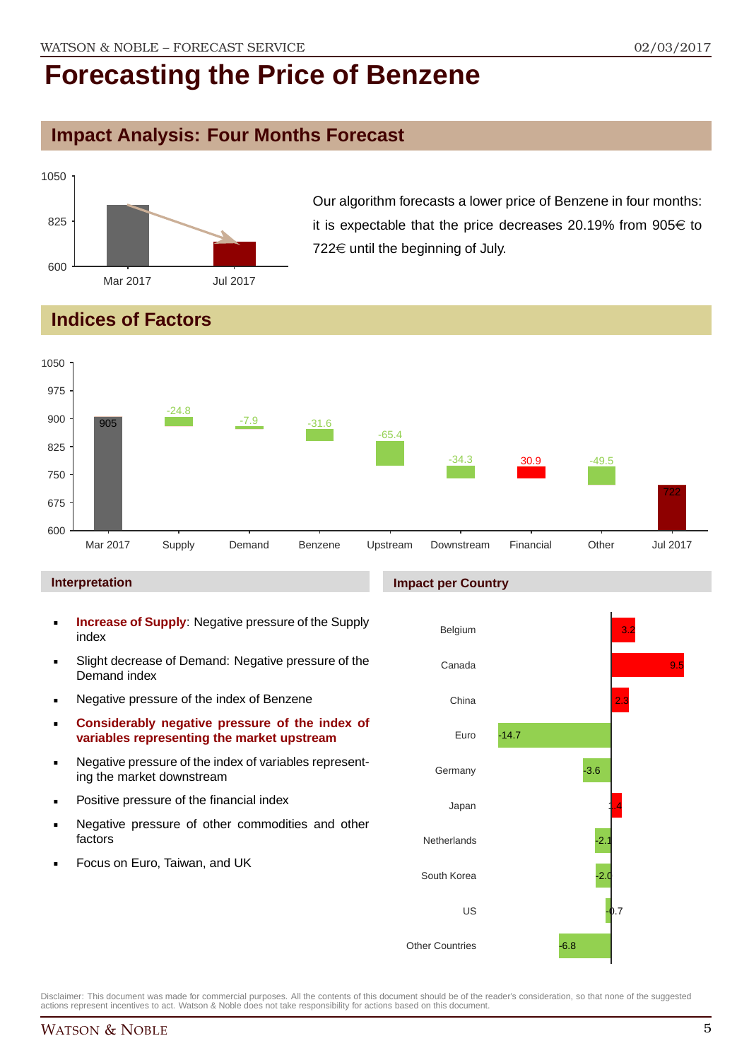# Forecasting the Price of Benzene

## Impact Analysis: Four Months Forecast

Our algorithm forecasts a lower price of Benzene in four months: it is expectable that the price decreases 20.19% from 905€ to 722€ until the beginning of July.

## Indices of Factors

| | Mar 2017 | Supply | Demand | Benzene | Upstream | Downstream | Financial | Other | Jul 2017 |
|---|---|---|---|---|---|---|---|---|---|
| Value | 905 | -24.8 | -7.9 | -31.6 | -65.4 | -34.3 | 30.9 | -49.5 | 722 |

### Interpretation

- **Increase of Supply**: Negative pressure of the Supply index
- Slight decrease of Demand: Negative pressure of the Demand index
- Negative pressure of the index of Benzene
- **Considerably negative pressure of the index of variables representing the market upstream**
- Negative pressure of the index of variables representing the market downstream
- Positive pressure of the financial index
- Negative pressure of other commodities and other factors
- Focus on Euro, Taiwan, and UK

### Impact per Country

| Country | Impact |
|---|---|
| Belgium | 3.2 |
| Canada | 9.5 |
| China | 2.3 |
| Euro | -14.7 |
| Germany | -3.6 |
| Japan | 1.4 |
| Netherlands | -2.1 |
| South Korea | -2.0 |
| US | -0.7 |
| Other Countries | -6.8 |

Disclaimer: This document was made for commercial purposes. All the contents of this document should be of the reader's consideration, so that none of the suggested actions represent incentives to act. Watson & Noble does not take responsibility for actions based on this document.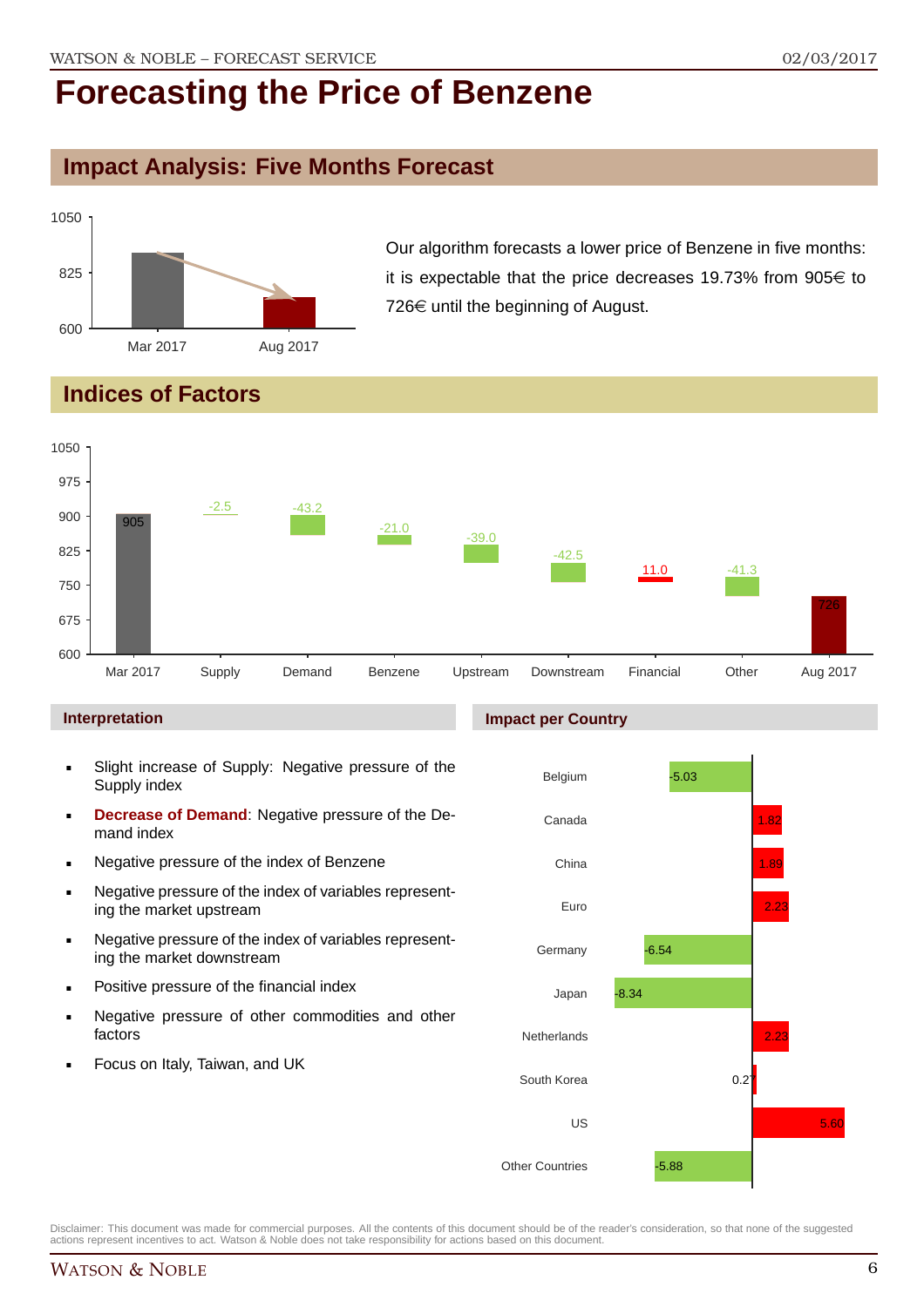# Forecasting the Price of Benzene

## Impact Analysis: Five Months Forecast

Our algorithm forecasts a lower price of Benzene in five months: it is expectable that the price decreases 19.73% from 905€ to 726€ until the beginning of August.

## Indices of Factors

| | Mar 2017 | Supply | Demand | Benzene | Upstream | Downstream | Financial | Other | Aug 2017 |
|---|---|---|---|---|---|---|---|---|---|
| Value | 905 | -2.5 | -43.2 | -21.0 | -39.0 | -42.5 | 11.0 | -41.3 | 726 |

### Interpretation

- Slight increase of Supply: Negative pressure of the Supply index
- **Decrease of Demand**: Negative pressure of the Demand index
- Negative pressure of the index of Benzene
- Negative pressure of the index of variables representing the market upstream
- Negative pressure of the index of variables representing the market downstream
- Positive pressure of the financial index
- Negative pressure of other commodities and other factors
- Focus on Italy, Taiwan, and UK

### Impact per Country

| Country | Impact |
|---|---|
| Belgium | -5.03 |
| Canada | 1.82 |
| China | 1.89 |
| Euro | 2.23 |
| Germany | -6.54 |
| Japan | -8.34 |
| Netherlands | 2.23 |
| South Korea | 0.27 |
| US | 5.60 |
| Other Countries | -5.88 |

Disclaimer: This document was made for commercial purposes. All the contents of this document should be of the reader's consideration, so that none of the suggested actions represent incentives to act. Watson & Noble does not take responsibility for actions based on this document.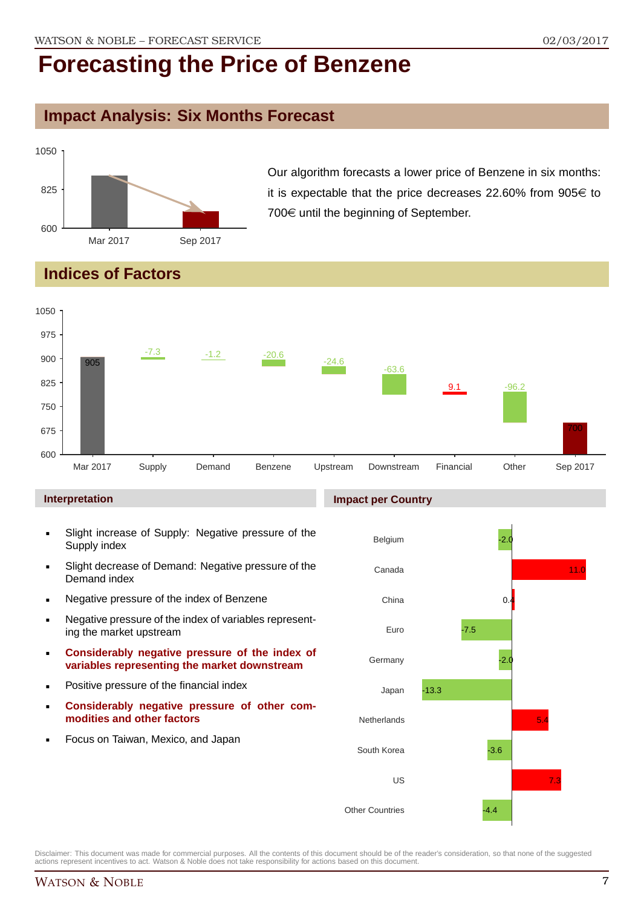# Forecasting the Price of Benzene

## Impact Analysis: Six Months Forecast

Our algorithm forecasts a lower price of Benzene in six months: it is expectable that the price decreases 22.60% from 905€ to 700€ until the beginning of September.

## Indices of Factors

| | Mar 2017 | Supply | Demand | Benzene | Upstream | Downstream | Financial | Other | Sep 2017 |
|---|---|---|---|---|---|---|---|---|---|
| Value | 905 | -7.3 | -1.2 | -20.6 | -24.6 | -63.6 | 9.1 | -96.2 | 700 |

### Interpretation

- Slight increase of Supply: Negative pressure of the Supply index
- Slight decrease of Demand: Negative pressure of the Demand index
- Negative pressure of the index of Benzene
- Negative pressure of the index of variables representing the market upstream
- **Considerably negative pressure of the index of variables representing the market downstream**
- Positive pressure of the financial index
- **Considerably negative pressure of other commodities and other factors**
- Focus on Taiwan, Mexico, and Japan

### Impact per Country

| Country | Impact |
|---|---|
| Belgium | -2.0 |
| Canada | 11.0 |
| China | 0.4 |
| Euro | -7.5 |
| Germany | -2.0 |
| Japan | -13.3 |
| Netherlands | 5.4 |
| South Korea | -3.6 |
| US | 7.3 |
| Other Countries | -4.4 |

Disclaimer: This document was made for commercial purposes. All the contents of this document should be of the reader's consideration, so that none of the suggested actions represent incentives to act. Watson & Noble does not take responsibility for actions based on this document.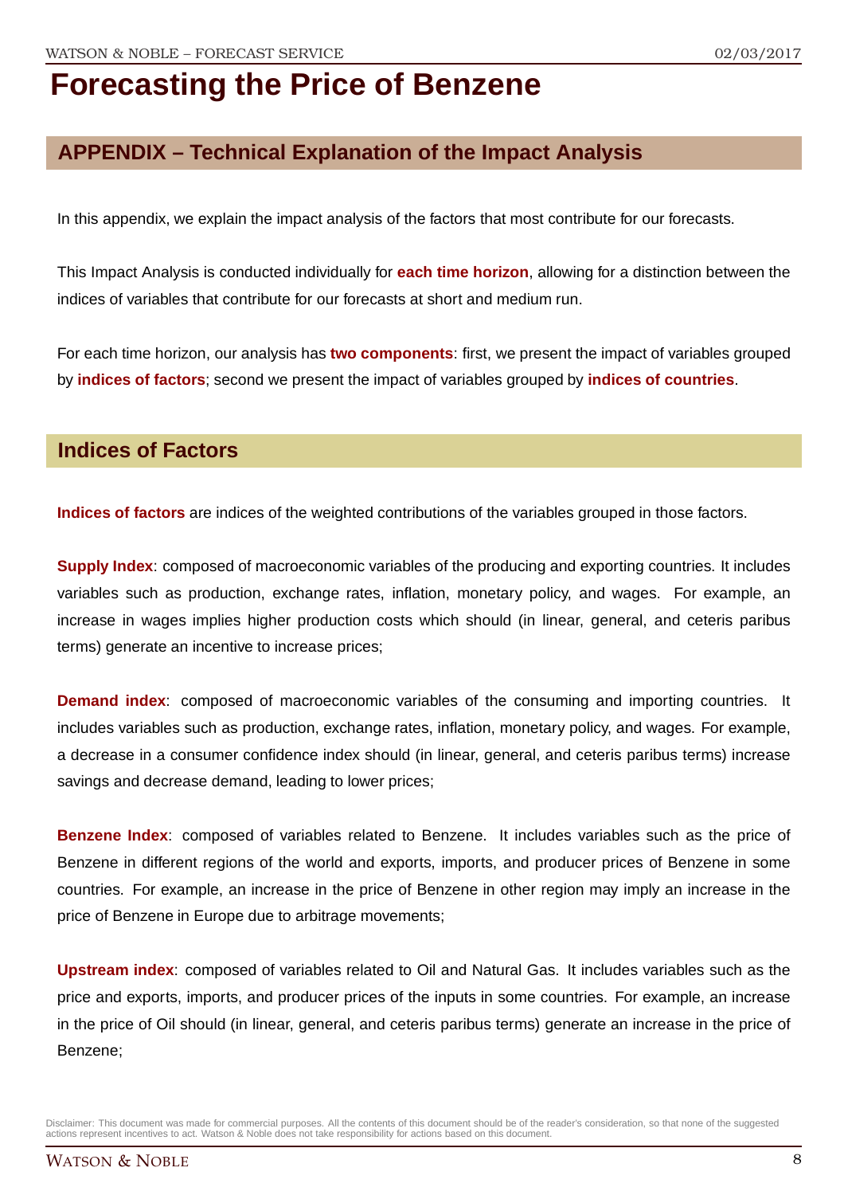# Forecasting the Price of Benzene

## APPENDIX – Technical Explanation of the Impact Analysis

In this appendix, we explain the impact analysis of the factors that most contribute for our forecasts.

This Impact Analysis is conducted individually for **each time horizon**, allowing for a distinction between the indices of variables that contribute for our forecasts at short and medium run.

For each time horizon, our analysis has **two components**: first, we present the impact of variables grouped by **indices of factors**; second we present the impact of variables grouped by **indices of countries**.

## Indices of Factors

**Indices of factors** are indices of the weighted contributions of the variables grouped in those factors.

**Supply Index**: composed of macroeconomic variables of the producing and exporting countries. It includes variables such as production, exchange rates, inflation, monetary policy, and wages. For example, an increase in wages implies higher production costs which should (in linear, general, and ceteris paribus terms) generate an incentive to increase prices;

**Demand index**: composed of macroeconomic variables of the consuming and importing countries. It includes variables such as production, exchange rates, inflation, monetary policy, and wages. For example, a decrease in a consumer confidence index should (in linear, general, and ceteris paribus terms) increase savings and decrease demand, leading to lower prices;

**Benzene Index**: composed of variables related to Benzene. It includes variables such as the price of Benzene in different regions of the world and exports, imports, and producer prices of Benzene in some countries. For example, an increase in the price of Benzene in other region may imply an increase in the price of Benzene in Europe due to arbitrage movements;

**Upstream index**: composed of variables related to Oil and Natural Gas. It includes variables such as the price and exports, imports, and producer prices of the inputs in some countries. For example, an increase in the price of Oil should (in linear, general, and ceteris paribus terms) generate an increase in the price of Benzene;

Disclaimer: This document was made for commercial purposes. All the contents of this document should be of the reader's consideration, so that none of the suggested actions represent incentives to act. Watson & Noble does not take responsibility for actions based on this document.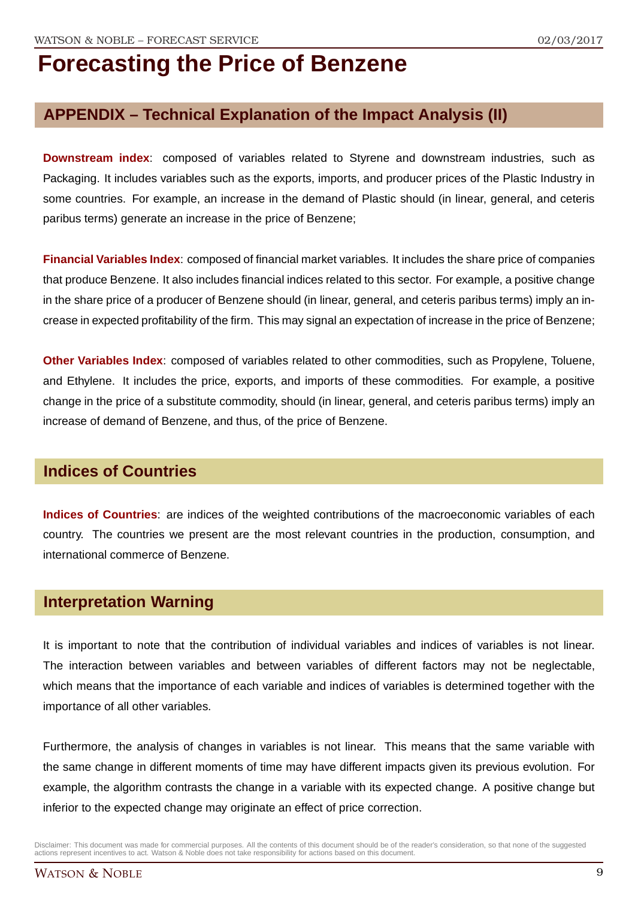# Forecasting the Price of Benzene

## APPENDIX – Technical Explanation of the Impact Analysis (II)

**Downstream index**: composed of variables related to Styrene and downstream industries, such as Packaging. It includes variables such as the exports, imports, and producer prices of the Plastic Industry in some countries. For example, an increase in the demand of Plastic should (in linear, general, and ceteris paribus terms) generate an increase in the price of Benzene;

**Financial Variables Index**: composed of financial market variables. It includes the share price of companies that produce Benzene. It also includes financial indices related to this sector. For example, a positive change in the share price of a producer of Benzene should (in linear, general, and ceteris paribus terms) imply an increase in expected profitability of the firm. This may signal an expectation of increase in the price of Benzene;

**Other Variables Index**: composed of variables related to other commodities, such as Propylene, Toluene, and Ethylene. It includes the price, exports, and imports of these commodities. For example, a positive change in the price of a substitute commodity, should (in linear, general, and ceteris paribus terms) imply an increase of demand of Benzene, and thus, of the price of Benzene.

## Indices of Countries

**Indices of Countries**: are indices of the weighted contributions of the macroeconomic variables of each country. The countries we present are the most relevant countries in the production, consumption, and international commerce of Benzene.

## Interpretation Warning

It is important to note that the contribution of individual variables and indices of variables is not linear. The interaction between variables and between variables of different factors may not be neglectable, which means that the importance of each variable and indices of variables is determined together with the importance of all other variables.

Furthermore, the analysis of changes in variables is not linear. This means that the same variable with the same change in different moments of time may have different impacts given its previous evolution. For example, the algorithm contrasts the change in a variable with its expected change. A positive change but inferior to the expected change may originate an effect of price correction.

Disclaimer: This document was made for commercial purposes. All the contents of this document should be of the reader's consideration, so that none of the suggested actions represent incentives to act. Watson & Noble does not take responsibility for actions based on this document.